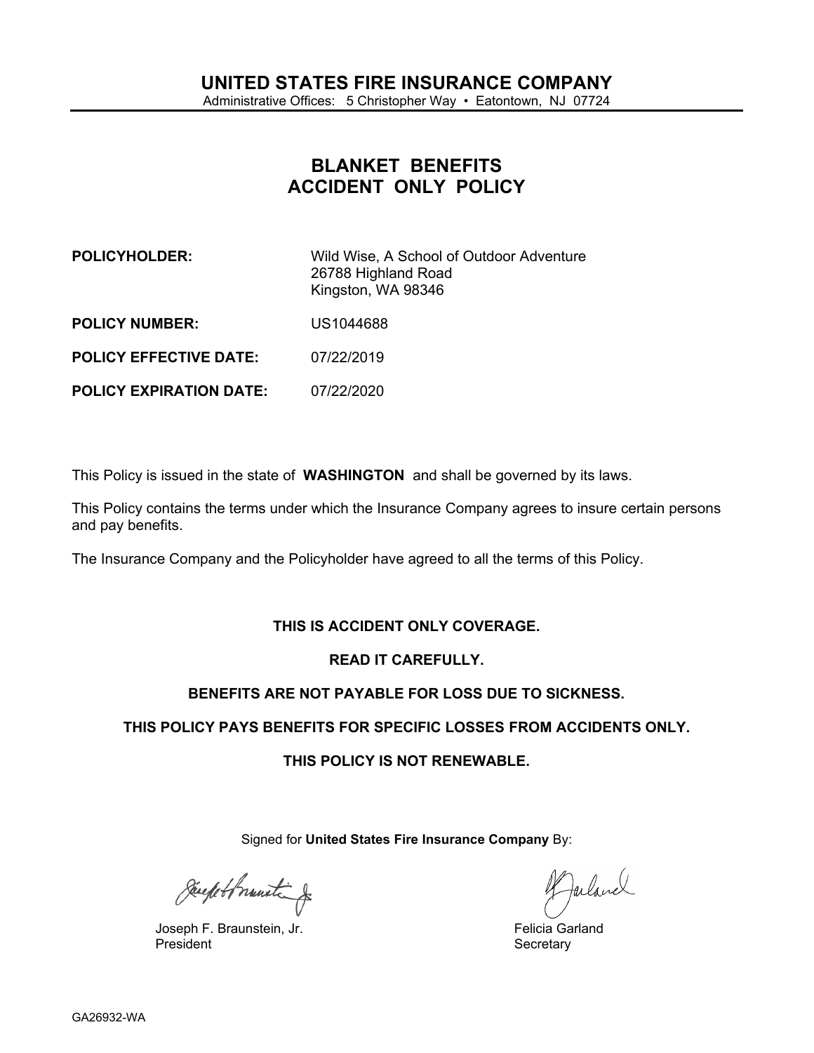# UNITED STATES FIRE INSURANCE COMPANY

Administrative Offices: 5 Christopher Way • Eatontown, NJ 07724

## BLANKET BENEFITS ACCIDENT ONLY POLICY

**POLICYHOLDER:** Wild Wise, A School of Outdoor Adventure
26788 Highland Road
Kingston, WA 98346

**POLICY NUMBER:** US1044688

**POLICY EFFECTIVE DATE:** 07/22/2019

**POLICY EXPIRATION DATE:** 07/22/2020

This Policy is issued in the state of **WASHINGTON** and shall be governed by its laws.

This Policy contains the terms under which the Insurance Company agrees to insure certain persons and pay benefits.

The Insurance Company and the Policyholder have agreed to all the terms of this Policy.

**THIS IS ACCIDENT ONLY COVERAGE.**

**READ IT CAREFULLY.**

**BENEFITS ARE NOT PAYABLE FOR LOSS DUE TO SICKNESS.**

**THIS POLICY PAYS BENEFITS FOR SPECIFIC LOSSES FROM ACCIDENTS ONLY.**

**THIS POLICY IS NOT RENEWABLE.**

Signed for **United States Fire Insurance Company** By:

Joseph F. Braunstein, Jr.
President

Felicia Garland
Secretary

GA26932-WA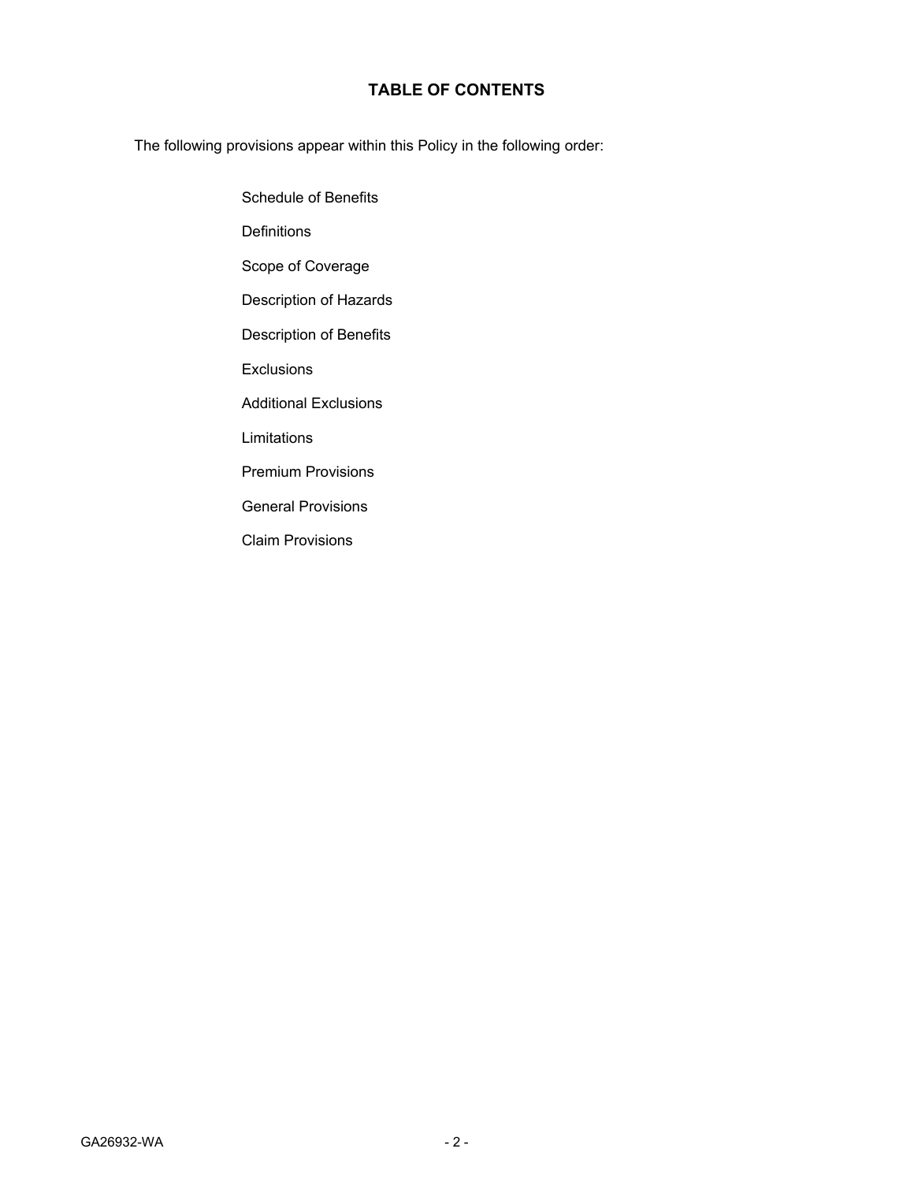# TABLE OF CONTENTS

The following provisions appear within this Policy in the following order:

- Schedule of Benefits
- Definitions
- Scope of Coverage
- Description of Hazards
- Description of Benefits
- Exclusions
- Additional Exclusions
- Limitations
- Premium Provisions
- General Provisions
- Claim Provisions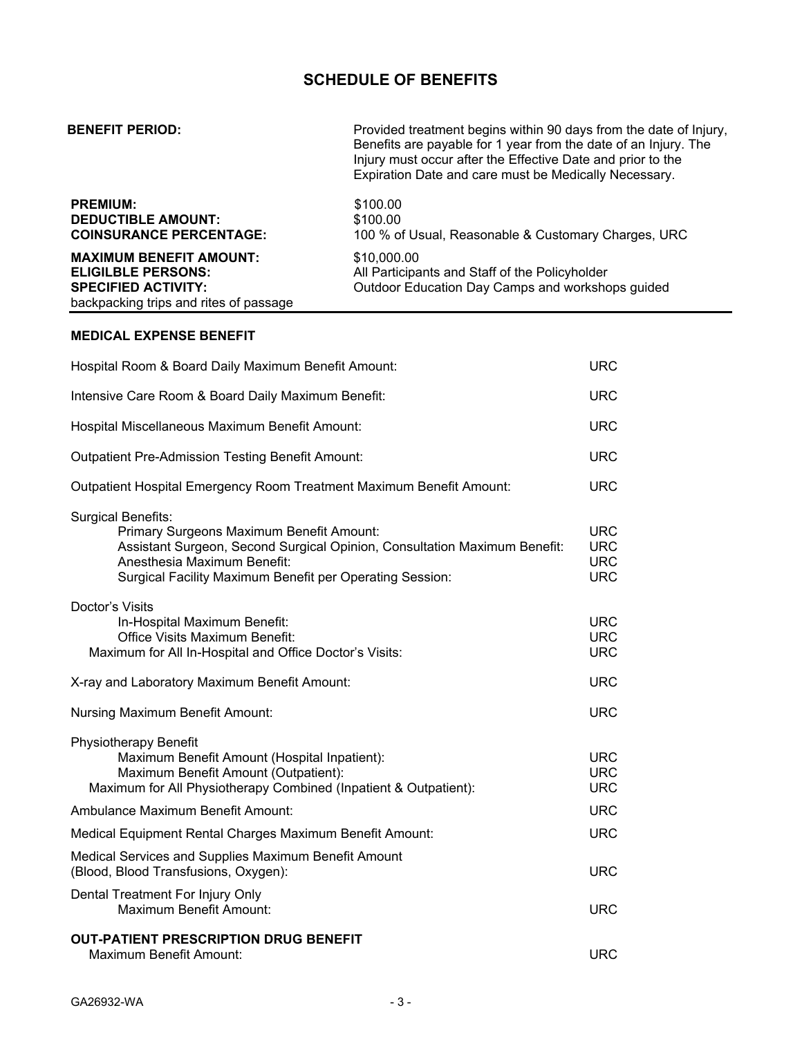# SCHEDULE OF BENEFITS

| | |
|---|---|
| **BENEFIT PERIOD:** | Provided treatment begins within 90 days from the date of Injury, Benefits are payable for 1 year from the date of an Injury. The Injury must occur after the Effective Date and prior to the Expiration Date and care must be Medically Necessary. |
| **PREMIUM:** | $100.00 |
| **DEDUCTIBLE AMOUNT:** | $100.00 |
| **COINSURANCE PERCENTAGE:** | 100 % of Usual, Reasonable & Customary Charges, URC |
| **MAXIMUM BENEFIT AMOUNT:** | $10,000.00 |
| **ELIGILBLE PERSONS:** | All Participants and Staff of the Policyholder |
| **SPECIFIED ACTIVITY:** | Outdoor Education Day Camps and workshops guided backpacking trips and rites of passage |

## MEDICAL EXPENSE BENEFIT

| | |
|---|---|
| Hospital Room & Board Daily Maximum Benefit Amount: | URC |
| Intensive Care Room & Board Daily Maximum Benefit: | URC |
| Hospital Miscellaneous Maximum Benefit Amount: | URC |
| Outpatient Pre-Admission Testing Benefit Amount: | URC |
| Outpatient Hospital Emergency Room Treatment Maximum Benefit Amount: | URC |
| Surgical Benefits: | |
| Primary Surgeons Maximum Benefit Amount: | URC |
| Assistant Surgeon, Second Surgical Opinion, Consultation Maximum Benefit: | URC |
| Anesthesia Maximum Benefit: | URC |
| Surgical Facility Maximum Benefit per Operating Session: | URC |
| Doctor's Visits | |
| In-Hospital Maximum Benefit: | URC |
| Office Visits Maximum Benefit: | URC |
| Maximum for All In-Hospital and Office Doctor's Visits: | URC |
| X-ray and Laboratory Maximum Benefit Amount: | URC |
| Nursing Maximum Benefit Amount: | URC |
| Physiotherapy Benefit | |
| Maximum Benefit Amount (Hospital Inpatient): | URC |
| Maximum Benefit Amount (Outpatient): | URC |
| Maximum for All Physiotherapy Combined (Inpatient & Outpatient): | URC |
| Ambulance Maximum Benefit Amount: | URC |
| Medical Equipment Rental Charges Maximum Benefit Amount: | URC |
| Medical Services and Supplies Maximum Benefit Amount (Blood, Blood Transfusions, Oxygen): | URC |
| Dental Treatment For Injury Only Maximum Benefit Amount: | URC |

## OUT-PATIENT PRESCRIPTION DRUG BENEFIT

| | |
|---|---|
| Maximum Benefit Amount: | URC |

GA26932-WA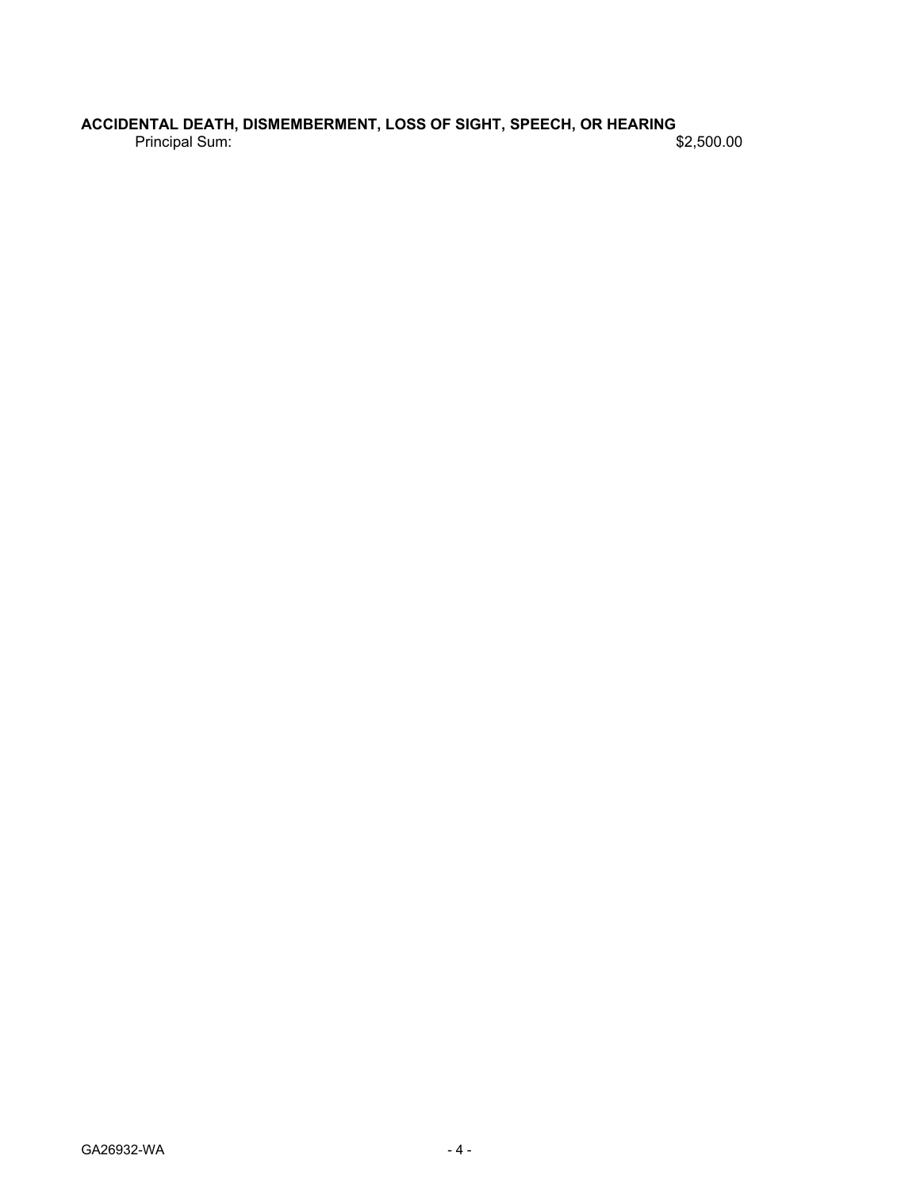**ACCIDENTAL DEATH, DISMEMBERMENT, LOSS OF SIGHT, SPEECH, OR HEARING**

Principal Sum: $2,500.00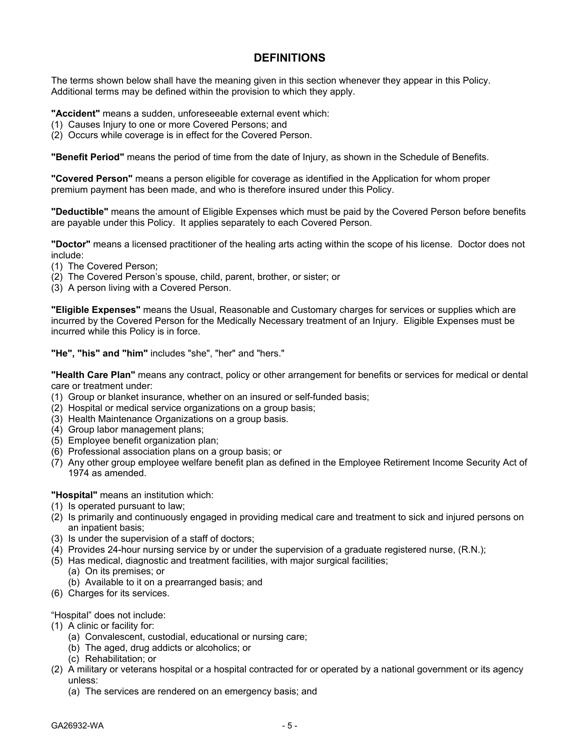## DEFINITIONS

The terms shown below shall have the meaning given in this section whenever they appear in this Policy. Additional terms may be defined within the provision to which they apply.

**"Accident"** means a sudden, unforeseeable external event which:
(1) Causes Injury to one or more Covered Persons; and
(2) Occurs while coverage is in effect for the Covered Person.

**"Benefit Period"** means the period of time from the date of Injury, as shown in the Schedule of Benefits.

**"Covered Person"** means a person eligible for coverage as identified in the Application for whom proper premium payment has been made, and who is therefore insured under this Policy.

**"Deductible"** means the amount of Eligible Expenses which must be paid by the Covered Person before benefits are payable under this Policy. It applies separately to each Covered Person.

**"Doctor"** means a licensed practitioner of the healing arts acting within the scope of his license. Doctor does not include:
(1) The Covered Person;
(2) The Covered Person's spouse, child, parent, brother, or sister; or
(3) A person living with a Covered Person.

**"Eligible Expenses"** means the Usual, Reasonable and Customary charges for services or supplies which are incurred by the Covered Person for the Medically Necessary treatment of an Injury. Eligible Expenses must be incurred while this Policy is in force.

**"He", "his" and "him"** includes "she", "her" and "hers."

**"Health Care Plan"** means any contract, policy or other arrangement for benefits or services for medical or dental care or treatment under:
(1) Group or blanket insurance, whether on an insured or self-funded basis;
(2) Hospital or medical service organizations on a group basis;
(3) Health Maintenance Organizations on a group basis.
(4) Group labor management plans;
(5) Employee benefit organization plan;
(6) Professional association plans on a group basis; or
(7) Any other group employee welfare benefit plan as defined in the Employee Retirement Income Security Act of 1974 as amended.

**"Hospital"** means an institution which:
(1) Is operated pursuant to law;
(2) Is primarily and continuously engaged in providing medical care and treatment to sick and injured persons on an inpatient basis;
(3) Is under the supervision of a staff of doctors;
(4) Provides 24-hour nursing service by or under the supervision of a graduate registered nurse, (R.N.);
(5) Has medical, diagnostic and treatment facilities, with major surgical facilities;
    (a) On its premises; or
    (b) Available to it on a prearranged basis; and
(6) Charges for its services.

"Hospital" does not include:
(1) A clinic or facility for:
    (a) Convalescent, custodial, educational or nursing care;
    (b) The aged, drug addicts or alcoholics; or
    (c) Rehabilitation; or
(2) A military or veterans hospital or a hospital contracted for or operated by a national government or its agency unless:
    (a) The services are rendered on an emergency basis; and

GA26932-WA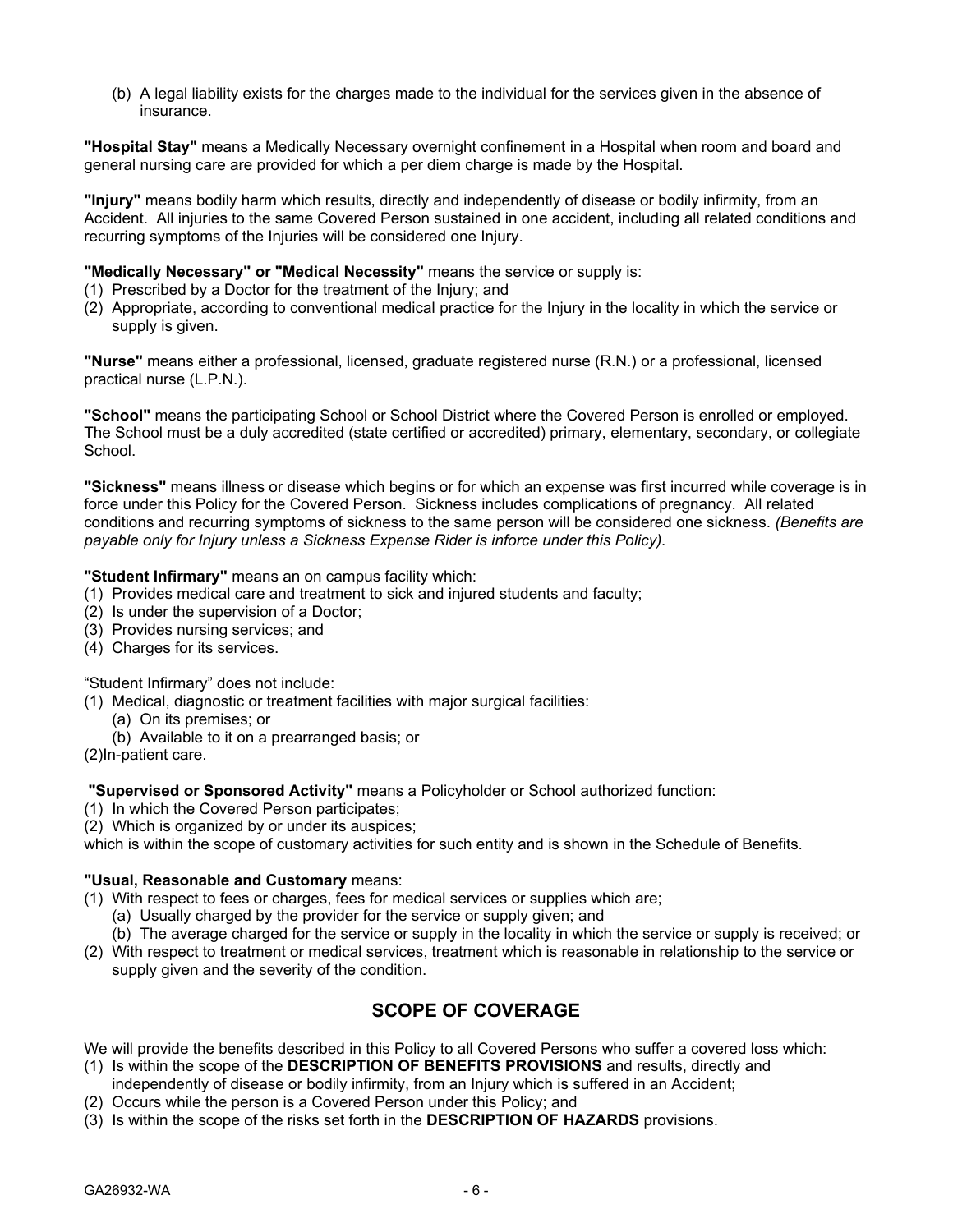(b) A legal liability exists for the charges made to the individual for the services given in the absence of insurance.

**"Hospital Stay"** means a Medically Necessary overnight confinement in a Hospital when room and board and general nursing care are provided for which a per diem charge is made by the Hospital.

**"Injury"** means bodily harm which results, directly and independently of disease or bodily infirmity, from an Accident. All injuries to the same Covered Person sustained in one accident, including all related conditions and recurring symptoms of the Injuries will be considered one Injury.

**"Medically Necessary" or "Medical Necessity"** means the service or supply is:
(1) Prescribed by a Doctor for the treatment of the Injury; and
(2) Appropriate, according to conventional medical practice for the Injury in the locality in which the service or supply is given.

**"Nurse"** means either a professional, licensed, graduate registered nurse (R.N.) or a professional, licensed practical nurse (L.P.N.).

**"School"** means the participating School or School District where the Covered Person is enrolled or employed. The School must be a duly accredited (state certified or accredited) primary, elementary, secondary, or collegiate School.

**"Sickness"** means illness or disease which begins or for which an expense was first incurred while coverage is in force under this Policy for the Covered Person. Sickness includes complications of pregnancy. All related conditions and recurring symptoms of sickness to the same person will be considered one sickness. *(Benefits are payable only for Injury unless a Sickness Expense Rider is inforce under this Policy).*

**"Student Infirmary"** means an on campus facility which:
(1) Provides medical care and treatment to sick and injured students and faculty;
(2) Is under the supervision of a Doctor;
(3) Provides nursing services; and
(4) Charges for its services.

"Student Infirmary" does not include:
(1) Medical, diagnostic or treatment facilities with major surgical facilities:
   (a) On its premises; or
   (b) Available to it on a prearranged basis; or
(2) In-patient care.

**"Supervised or Sponsored Activity"** means a Policyholder or School authorized function:
(1) In which the Covered Person participates;
(2) Which is organized by or under its auspices;
which is within the scope of customary activities for such entity and is shown in the Schedule of Benefits.

**"Usual, Reasonable and Customary** means:
(1) With respect to fees or charges, fees for medical services or supplies which are;
   (a) Usually charged by the provider for the service or supply given; and
   (b) The average charged for the service or supply in the locality in which the service or supply is received; or
(2) With respect to treatment or medical services, treatment which is reasonable in relationship to the service or supply given and the severity of the condition.

## SCOPE OF COVERAGE

We will provide the benefits described in this Policy to all Covered Persons who suffer a covered loss which:
(1) Is within the scope of the **DESCRIPTION OF BENEFITS PROVISIONS** and results, directly and independently of disease or bodily infirmity, from an Injury which is suffered in an Accident;
(2) Occurs while the person is a Covered Person under this Policy; and
(3) Is within the scope of the risks set forth in the **DESCRIPTION OF HAZARDS** provisions.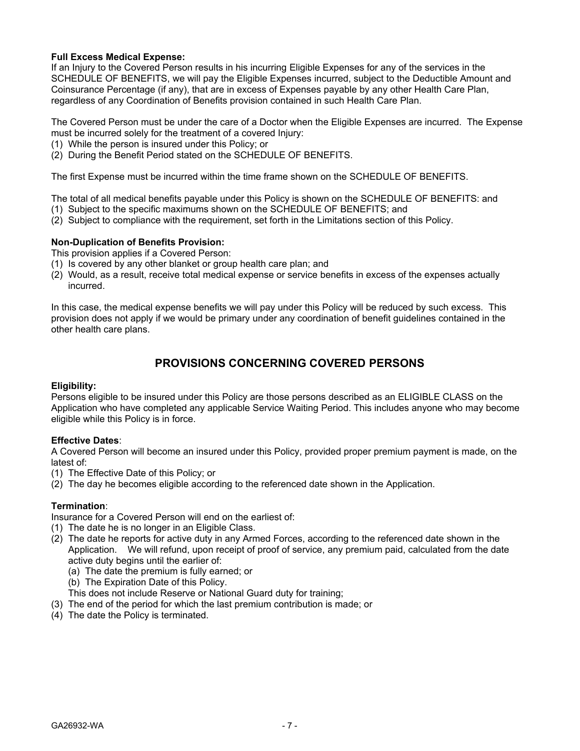**Full Excess Medical Expense:**
If an Injury to the Covered Person results in his incurring Eligible Expenses for any of the services in the SCHEDULE OF BENEFITS, we will pay the Eligible Expenses incurred, subject to the Deductible Amount and Coinsurance Percentage (if any), that are in excess of Expenses payable by any other Health Care Plan, regardless of any Coordination of Benefits provision contained in such Health Care Plan.

The Covered Person must be under the care of a Doctor when the Eligible Expenses are incurred. The Expense must be incurred solely for the treatment of a covered Injury:
(1) While the person is insured under this Policy; or
(2) During the Benefit Period stated on the SCHEDULE OF BENEFITS.

The first Expense must be incurred within the time frame shown on the SCHEDULE OF BENEFITS.

The total of all medical benefits payable under this Policy is shown on the SCHEDULE OF BENEFITS: and
(1) Subject to the specific maximums shown on the SCHEDULE OF BENEFITS; and
(2) Subject to compliance with the requirement, set forth in the Limitations section of this Policy.

**Non-Duplication of Benefits Provision:**
This provision applies if a Covered Person:
(1) Is covered by any other blanket or group health care plan; and
(2) Would, as a result, receive total medical expense or service benefits in excess of the expenses actually incurred.

In this case, the medical expense benefits we will pay under this Policy will be reduced by such excess. This provision does not apply if we would be primary under any coordination of benefit guidelines contained in the other health care plans.

## PROVISIONS CONCERNING COVERED PERSONS

**Eligibility:**
Persons eligible to be insured under this Policy are those persons described as an ELIGIBLE CLASS on the Application who have completed any applicable Service Waiting Period. This includes anyone who may become eligible while this Policy is in force.

**Effective Dates**:
A Covered Person will become an insured under this Policy, provided proper premium payment is made, on the latest of:
(1) The Effective Date of this Policy; or
(2) The day he becomes eligible according to the referenced date shown in the Application.

**Termination**:
Insurance for a Covered Person will end on the earliest of:
(1) The date he is no longer in an Eligible Class.
(2) The date he reports for active duty in any Armed Forces, according to the referenced date shown in the Application. We will refund, upon receipt of proof of service, any premium paid, calculated from the date active duty begins until the earlier of:
  (a) The date the premium is fully earned; or
  (b) The Expiration Date of this Policy.
  This does not include Reserve or National Guard duty for training;
(3) The end of the period for which the last premium contribution is made; or
(4) The date the Policy is terminated.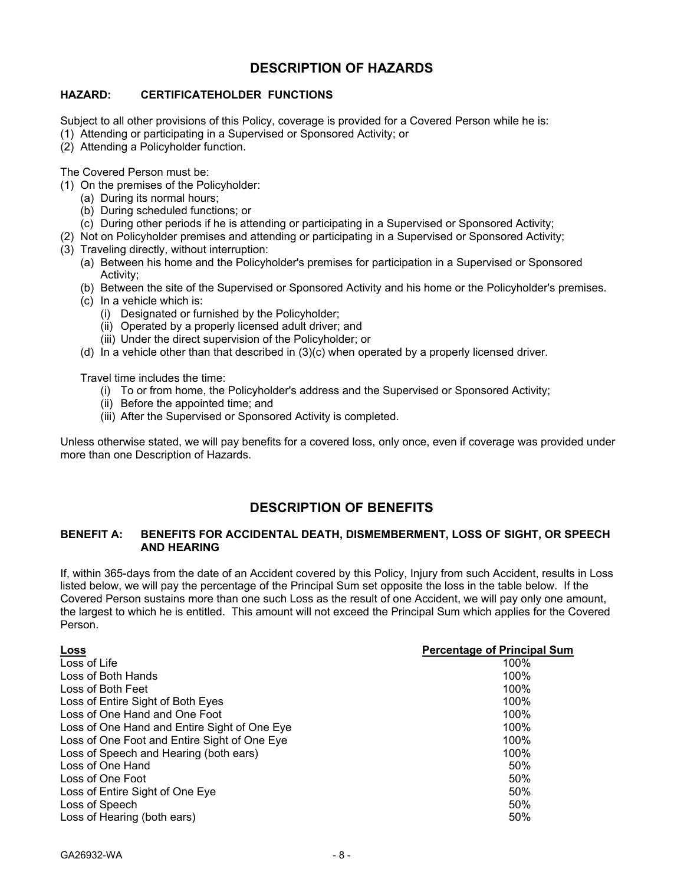## DESCRIPTION OF HAZARDS

### HAZARD: CERTIFICATEHOLDER FUNCTIONS

Subject to all other provisions of this Policy, coverage is provided for a Covered Person while he is:
(1) Attending or participating in a Supervised or Sponsored Activity; or
(2) Attending a Policyholder function.

The Covered Person must be:
(1) On the premises of the Policyholder:
    (a) During its normal hours;
    (b) During scheduled functions; or
    (c) During other periods if he is attending or participating in a Supervised or Sponsored Activity;
(2) Not on Policyholder premises and attending or participating in a Supervised or Sponsored Activity;
(3) Traveling directly, without interruption:
    (a) Between his home and the Policyholder's premises for participation in a Supervised or Sponsored Activity;
    (b) Between the site of the Supervised or Sponsored Activity and his home or the Policyholder's premises.
    (c) In a vehicle which is:
        (i) Designated or furnished by the Policyholder;
        (ii) Operated by a properly licensed adult driver; and
        (iii) Under the direct supervision of the Policyholder; or
    (d) In a vehicle other than that described in (3)(c) when operated by a properly licensed driver.

    Travel time includes the time:
        (i) To or from home, the Policyholder's address and the Supervised or Sponsored Activity;
        (ii) Before the appointed time; and
        (iii) After the Supervised or Sponsored Activity is completed.

Unless otherwise stated, we will pay benefits for a covered loss, only once, even if coverage was provided under more than one Description of Hazards.

## DESCRIPTION OF BENEFITS

### BENEFIT A: BENEFITS FOR ACCIDENTAL DEATH, DISMEMBERMENT, LOSS OF SIGHT, OR SPEECH AND HEARING

If, within 365-days from the date of an Accident covered by this Policy, Injury from such Accident, results in Loss listed below, we will pay the percentage of the Principal Sum set opposite the loss in the table below. If the Covered Person sustains more than one such Loss as the result of one Accident, we will pay only one amount, the largest to which he is entitled. This amount will not exceed the Principal Sum which applies for the Covered Person.

| Loss | Percentage of Principal Sum |
|---|---|
| Loss of Life | 100% |
| Loss of Both Hands | 100% |
| Loss of Both Feet | 100% |
| Loss of Entire Sight of Both Eyes | 100% |
| Loss of One Hand and One Foot | 100% |
| Loss of One Hand and Entire Sight of One Eye | 100% |
| Loss of One Foot and Entire Sight of One Eye | 100% |
| Loss of Speech and Hearing (both ears) | 100% |
| Loss of One Hand | 50% |
| Loss of One Foot | 50% |
| Loss of Entire Sight of One Eye | 50% |
| Loss of Speech | 50% |
| Loss of Hearing (both ears) | 50% |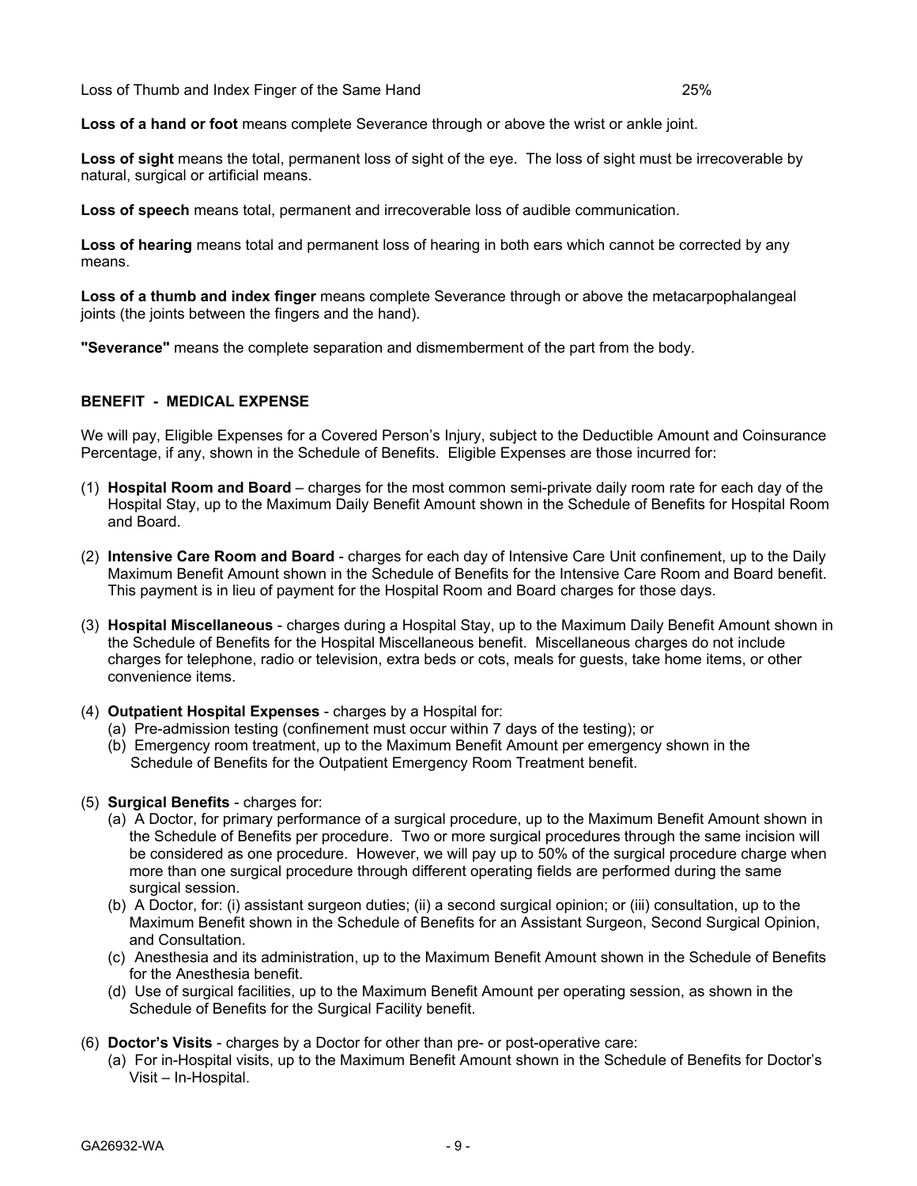| Loss of Thumb and Index Finger of the Same Hand | 25% |
| --- | --- |

**Loss of a hand or foot** means complete Severance through or above the wrist or ankle joint.

**Loss of sight** means the total, permanent loss of sight of the eye. The loss of sight must be irrecoverable by natural, surgical or artificial means.

**Loss of speech** means total, permanent and irrecoverable loss of audible communication.

**Loss of hearing** means total and permanent loss of hearing in both ears which cannot be corrected by any means.

**Loss of a thumb and index finger** means complete Severance through or above the metacarpophalangeal joints (the joints between the fingers and the hand).

**"Severance"** means the complete separation and dismemberment of the part from the body.

## BENEFIT - MEDICAL EXPENSE

We will pay, Eligible Expenses for a Covered Person's Injury, subject to the Deductible Amount and Coinsurance Percentage, if any, shown in the Schedule of Benefits. Eligible Expenses are those incurred for:

(1) **Hospital Room and Board** – charges for the most common semi-private daily room rate for each day of the Hospital Stay, up to the Maximum Daily Benefit Amount shown in the Schedule of Benefits for Hospital Room and Board.

(2) **Intensive Care Room and Board** - charges for each day of Intensive Care Unit confinement, up to the Daily Maximum Benefit Amount shown in the Schedule of Benefits for the Intensive Care Room and Board benefit. This payment is in lieu of payment for the Hospital Room and Board charges for those days.

(3) **Hospital Miscellaneous** - charges during a Hospital Stay, up to the Maximum Daily Benefit Amount shown in the Schedule of Benefits for the Hospital Miscellaneous benefit. Miscellaneous charges do not include charges for telephone, radio or television, extra beds or cots, meals for guests, take home items, or other convenience items.

(4) **Outpatient Hospital Expenses** - charges by a Hospital for:
   (a) Pre-admission testing (confinement must occur within 7 days of the testing); or
   (b) Emergency room treatment, up to the Maximum Benefit Amount per emergency shown in the Schedule of Benefits for the Outpatient Emergency Room Treatment benefit.

(5) **Surgical Benefits** - charges for:
   (a) A Doctor, for primary performance of a surgical procedure, up to the Maximum Benefit Amount shown in the Schedule of Benefits per procedure. Two or more surgical procedures through the same incision will be considered as one procedure. However, we will pay up to 50% of the surgical procedure charge when more than one surgical procedure through different operating fields are performed during the same surgical session.
   (b) A Doctor, for: (i) assistant surgeon duties; (ii) a second surgical opinion; or (iii) consultation, up to the Maximum Benefit shown in the Schedule of Benefits for an Assistant Surgeon, Second Surgical Opinion, and Consultation.
   (c) Anesthesia and its administration, up to the Maximum Benefit Amount shown in the Schedule of Benefits for the Anesthesia benefit.
   (d) Use of surgical facilities, up to the Maximum Benefit Amount per operating session, as shown in the Schedule of Benefits for the Surgical Facility benefit.

(6) **Doctor's Visits** - charges by a Doctor for other than pre- or post-operative care:
   (a) For in-Hospital visits, up to the Maximum Benefit Amount shown in the Schedule of Benefits for Doctor's Visit – In-Hospital.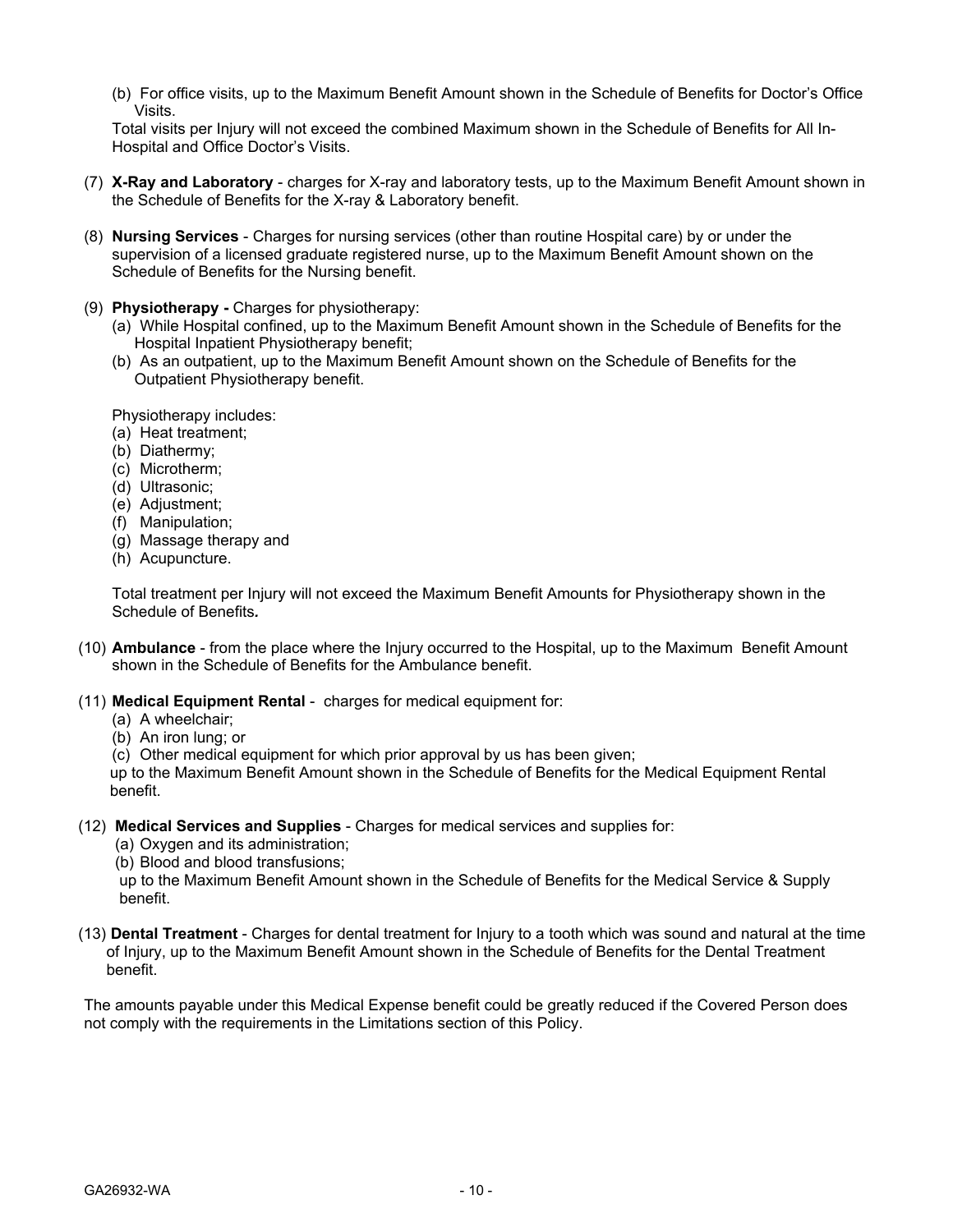(b) For office visits, up to the Maximum Benefit Amount shown in the Schedule of Benefits for Doctor's Office Visits.

Total visits per Injury will not exceed the combined Maximum shown in the Schedule of Benefits for All In-Hospital and Office Doctor's Visits.

(7) **X-Ray and Laboratory** - charges for X-ray and laboratory tests, up to the Maximum Benefit Amount shown in the Schedule of Benefits for the X-ray & Laboratory benefit.

(8) **Nursing Services** - Charges for nursing services (other than routine Hospital care) by or under the supervision of a licensed graduate registered nurse, up to the Maximum Benefit Amount shown on the Schedule of Benefits for the Nursing benefit.

(9) **Physiotherapy -** Charges for physiotherapy:

(a) While Hospital confined, up to the Maximum Benefit Amount shown in the Schedule of Benefits for the Hospital Inpatient Physiotherapy benefit;

(b) As an outpatient, up to the Maximum Benefit Amount shown on the Schedule of Benefits for the Outpatient Physiotherapy benefit.

Physiotherapy includes:

(a) Heat treatment;
(b) Diathermy;
(c) Microtherm;
(d) Ultrasonic;
(e) Adjustment;
(f) Manipulation;
(g) Massage therapy and
(h) Acupuncture.

Total treatment per Injury will not exceed the Maximum Benefit Amounts for Physiotherapy shown in the Schedule of Benefits**.**

(10) **Ambulance** - from the place where the Injury occurred to the Hospital, up to the Maximum Benefit Amount shown in the Schedule of Benefits for the Ambulance benefit.

(11) **Medical Equipment Rental** - charges for medical equipment for:

(a) A wheelchair;
(b) An iron lung; or
(c) Other medical equipment for which prior approval by us has been given;

up to the Maximum Benefit Amount shown in the Schedule of Benefits for the Medical Equipment Rental benefit.

(12) **Medical Services and Supplies** - Charges for medical services and supplies for:

(a) Oxygen and its administration;
(b) Blood and blood transfusions;

up to the Maximum Benefit Amount shown in the Schedule of Benefits for the Medical Service & Supply benefit.

(13) **Dental Treatment** - Charges for dental treatment for Injury to a tooth which was sound and natural at the time of Injury, up to the Maximum Benefit Amount shown in the Schedule of Benefits for the Dental Treatment benefit.

The amounts payable under this Medical Expense benefit could be greatly reduced if the Covered Person does not comply with the requirements in the Limitations section of this Policy.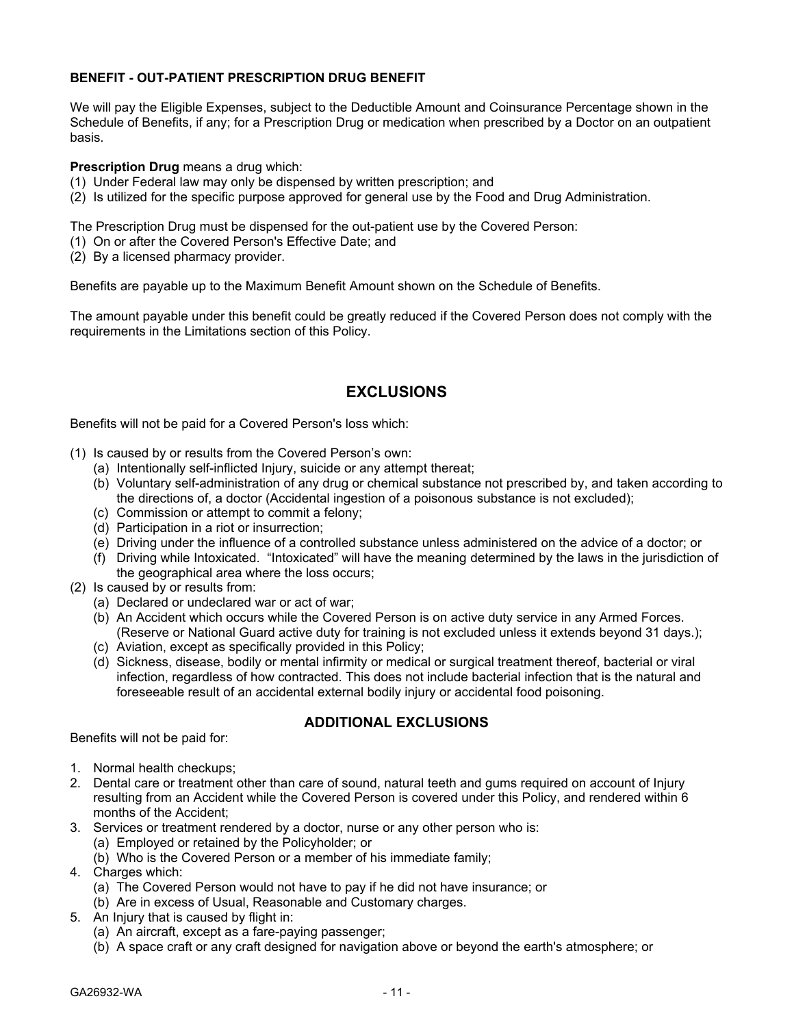**BENEFIT - OUT-PATIENT PRESCRIPTION DRUG BENEFIT**

We will pay the Eligible Expenses, subject to the Deductible Amount and Coinsurance Percentage shown in the Schedule of Benefits, if any; for a Prescription Drug or medication when prescribed by a Doctor on an outpatient basis.

**Prescription Drug** means a drug which:
(1) Under Federal law may only be dispensed by written prescription; and
(2) Is utilized for the specific purpose approved for general use by the Food and Drug Administration.

The Prescription Drug must be dispensed for the out-patient use by the Covered Person:
(1) On or after the Covered Person's Effective Date; and
(2) By a licensed pharmacy provider.

Benefits are payable up to the Maximum Benefit Amount shown on the Schedule of Benefits.

The amount payable under this benefit could be greatly reduced if the Covered Person does not comply with the requirements in the Limitations section of this Policy.

## EXCLUSIONS

Benefits will not be paid for a Covered Person's loss which:

(1) Is caused by or results from the Covered Person's own:
    (a) Intentionally self-inflicted Injury, suicide or any attempt thereat;
    (b) Voluntary self-administration of any drug or chemical substance not prescribed by, and taken according to the directions of, a doctor (Accidental ingestion of a poisonous substance is not excluded);
    (c) Commission or attempt to commit a felony;
    (d) Participation in a riot or insurrection;
    (e) Driving under the influence of a controlled substance unless administered on the advice of a doctor; or
    (f) Driving while Intoxicated. "Intoxicated" will have the meaning determined by the laws in the jurisdiction of the geographical area where the loss occurs;
(2) Is caused by or results from:
    (a) Declared or undeclared war or act of war;
    (b) An Accident which occurs while the Covered Person is on active duty service in any Armed Forces. (Reserve or National Guard active duty for training is not excluded unless it extends beyond 31 days.);
    (c) Aviation, except as specifically provided in this Policy;
    (d) Sickness, disease, bodily or mental infirmity or medical or surgical treatment thereof, bacterial or viral infection, regardless of how contracted. This does not include bacterial infection that is the natural and foreseeable result of an accidental external bodily injury or accidental food poisoning.

## ADDITIONAL EXCLUSIONS

Benefits will not be paid for:

1. Normal health checkups;
2. Dental care or treatment other than care of sound, natural teeth and gums required on account of Injury resulting from an Accident while the Covered Person is covered under this Policy, and rendered within 6 months of the Accident;
3. Services or treatment rendered by a doctor, nurse or any other person who is:
    (a) Employed or retained by the Policyholder; or
    (b) Who is the Covered Person or a member of his immediate family;
4. Charges which:
    (a) The Covered Person would not have to pay if he did not have insurance; or
    (b) Are in excess of Usual, Reasonable and Customary charges.
5. An Injury that is caused by flight in:
    (a) An aircraft, except as a fare-paying passenger;
    (b) A space craft or any craft designed for navigation above or beyond the earth's atmosphere; or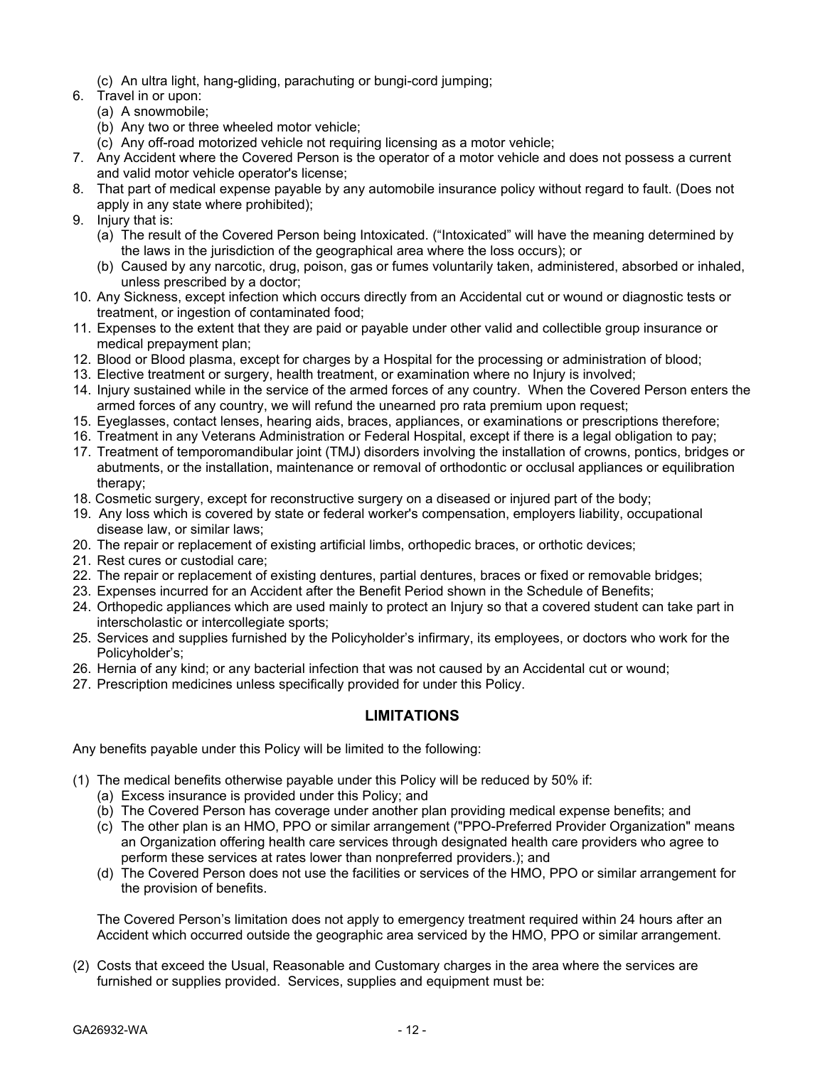(c) An ultra light, hang-gliding, parachuting or bungi-cord jumping;

6. Travel in or upon:
   (a) A snowmobile;
   (b) Any two or three wheeled motor vehicle;
   (c) Any off-road motorized vehicle not requiring licensing as a motor vehicle;
7. Any Accident where the Covered Person is the operator of a motor vehicle and does not possess a current and valid motor vehicle operator's license;
8. That part of medical expense payable by any automobile insurance policy without regard to fault. (Does not apply in any state where prohibited);
9. Injury that is:
   (a) The result of the Covered Person being Intoxicated. ("Intoxicated" will have the meaning determined by the laws in the jurisdiction of the geographical area where the loss occurs); or
   (b) Caused by any narcotic, drug, poison, gas or fumes voluntarily taken, administered, absorbed or inhaled, unless prescribed by a doctor;
10. Any Sickness, except infection which occurs directly from an Accidental cut or wound or diagnostic tests or treatment, or ingestion of contaminated food;
11. Expenses to the extent that they are paid or payable under other valid and collectible group insurance or medical prepayment plan;
12. Blood or Blood plasma, except for charges by a Hospital for the processing or administration of blood;
13. Elective treatment or surgery, health treatment, or examination where no Injury is involved;
14. Injury sustained while in the service of the armed forces of any country. When the Covered Person enters the armed forces of any country, we will refund the unearned pro rata premium upon request;
15. Eyeglasses, contact lenses, hearing aids, braces, appliances, or examinations or prescriptions therefore;
16. Treatment in any Veterans Administration or Federal Hospital, except if there is a legal obligation to pay;
17. Treatment of temporomandibular joint (TMJ) disorders involving the installation of crowns, pontics, bridges or abutments, or the installation, maintenance or removal of orthodontic or occlusal appliances or equilibration therapy;
18. Cosmetic surgery, except for reconstructive surgery on a diseased or injured part of the body;
19. Any loss which is covered by state or federal worker's compensation, employers liability, occupational disease law, or similar laws;
20. The repair or replacement of existing artificial limbs, orthopedic braces, or orthotic devices;
21. Rest cures or custodial care;
22. The repair or replacement of existing dentures, partial dentures, braces or fixed or removable bridges;
23. Expenses incurred for an Accident after the Benefit Period shown in the Schedule of Benefits;
24. Orthopedic appliances which are used mainly to protect an Injury so that a covered student can take part in interscholastic or intercollegiate sports;
25. Services and supplies furnished by the Policyholder's infirmary, its employees, or doctors who work for the Policyholder's;
26. Hernia of any kind; or any bacterial infection that was not caused by an Accidental cut or wound;
27. Prescription medicines unless specifically provided for under this Policy.

## LIMITATIONS

Any benefits payable under this Policy will be limited to the following:

(1) The medical benefits otherwise payable under this Policy will be reduced by 50% if:
   (a) Excess insurance is provided under this Policy; and
   (b) The Covered Person has coverage under another plan providing medical expense benefits; and
   (c) The other plan is an HMO, PPO or similar arrangement ("PPO-Preferred Provider Organization" means an Organization offering health care services through designated health care providers who agree to perform these services at rates lower than nonpreferred providers.); and
   (d) The Covered Person does not use the facilities or services of the HMO, PPO or similar arrangement for the provision of benefits.

   The Covered Person's limitation does not apply to emergency treatment required within 24 hours after an Accident which occurred outside the geographic area serviced by the HMO, PPO or similar arrangement.

(2) Costs that exceed the Usual, Reasonable and Customary charges in the area where the services are furnished or supplies provided. Services, supplies and equipment must be: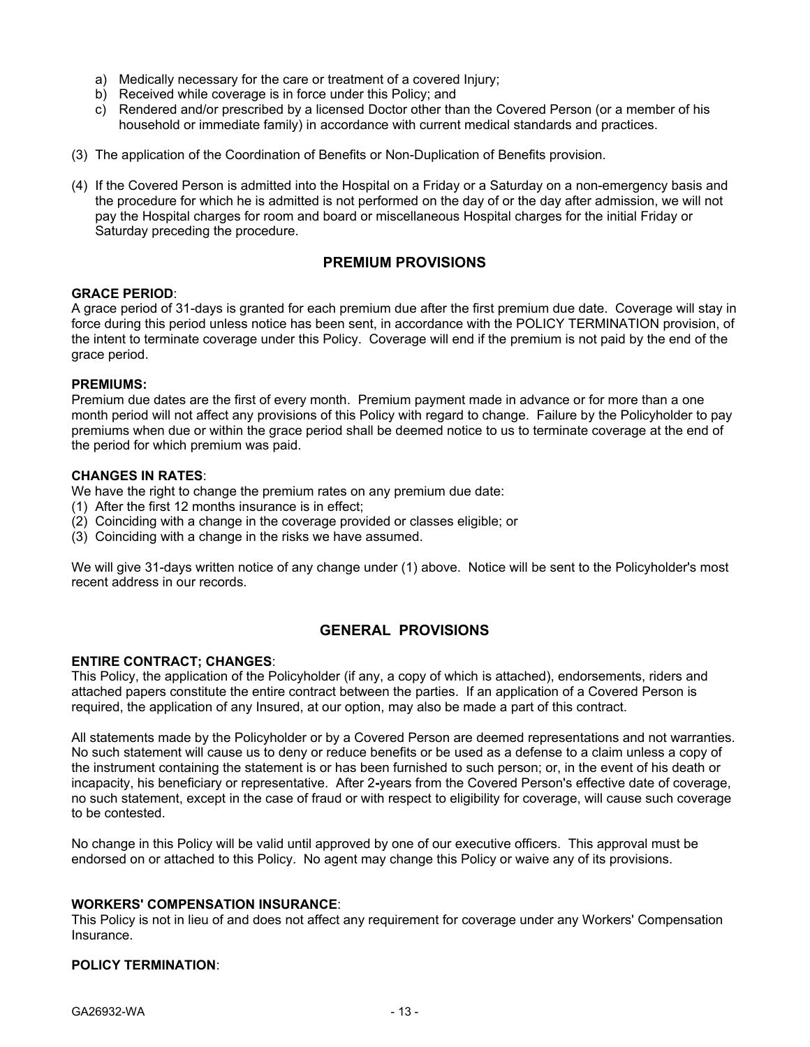a) Medically necessary for the care or treatment of a covered Injury;
b) Received while coverage is in force under this Policy; and
c) Rendered and/or prescribed by a licensed Doctor other than the Covered Person (or a member of his household or immediate family) in accordance with current medical standards and practices.

(3) The application of the Coordination of Benefits or Non-Duplication of Benefits provision.

(4) If the Covered Person is admitted into the Hospital on a Friday or a Saturday on a non-emergency basis and the procedure for which he is admitted is not performed on the day of or the day after admission, we will not pay the Hospital charges for room and board or miscellaneous Hospital charges for the initial Friday or Saturday preceding the procedure.

## PREMIUM PROVISIONS

**GRACE PERIOD**:
A grace period of 31-days is granted for each premium due after the first premium due date. Coverage will stay in force during this period unless notice has been sent, in accordance with the POLICY TERMINATION provision, of the intent to terminate coverage under this Policy. Coverage will end if the premium is not paid by the end of the grace period.

**PREMIUMS:**
Premium due dates are the first of every month. Premium payment made in advance or for more than a one month period will not affect any provisions of this Policy with regard to change. Failure by the Policyholder to pay premiums when due or within the grace period shall be deemed notice to us to terminate coverage at the end of the period for which premium was paid.

**CHANGES IN RATES**:
We have the right to change the premium rates on any premium due date:
(1) After the first 12 months insurance is in effect;
(2) Coinciding with a change in the coverage provided or classes eligible; or
(3) Coinciding with a change in the risks we have assumed.

We will give 31-days written notice of any change under (1) above. Notice will be sent to the Policyholder's most recent address in our records.

## GENERAL PROVISIONS

**ENTIRE CONTRACT; CHANGES**:
This Policy, the application of the Policyholder (if any, a copy of which is attached), endorsements, riders and attached papers constitute the entire contract between the parties. If an application of a Covered Person is required, the application of any Insured, at our option, may also be made a part of this contract.

All statements made by the Policyholder or by a Covered Person are deemed representations and not warranties. No such statement will cause us to deny or reduce benefits or be used as a defense to a claim unless a copy of the instrument containing the statement is or has been furnished to such person; or, in the event of his death or incapacity, his beneficiary or representative. After 2-years from the Covered Person's effective date of coverage, no such statement, except in the case of fraud or with respect to eligibility for coverage, will cause such coverage to be contested.

No change in this Policy will be valid until approved by one of our executive officers. This approval must be endorsed on or attached to this Policy. No agent may change this Policy or waive any of its provisions.

**WORKERS' COMPENSATION INSURANCE**:
This Policy is not in lieu of and does not affect any requirement for coverage under any Workers' Compensation Insurance.

**POLICY TERMINATION**: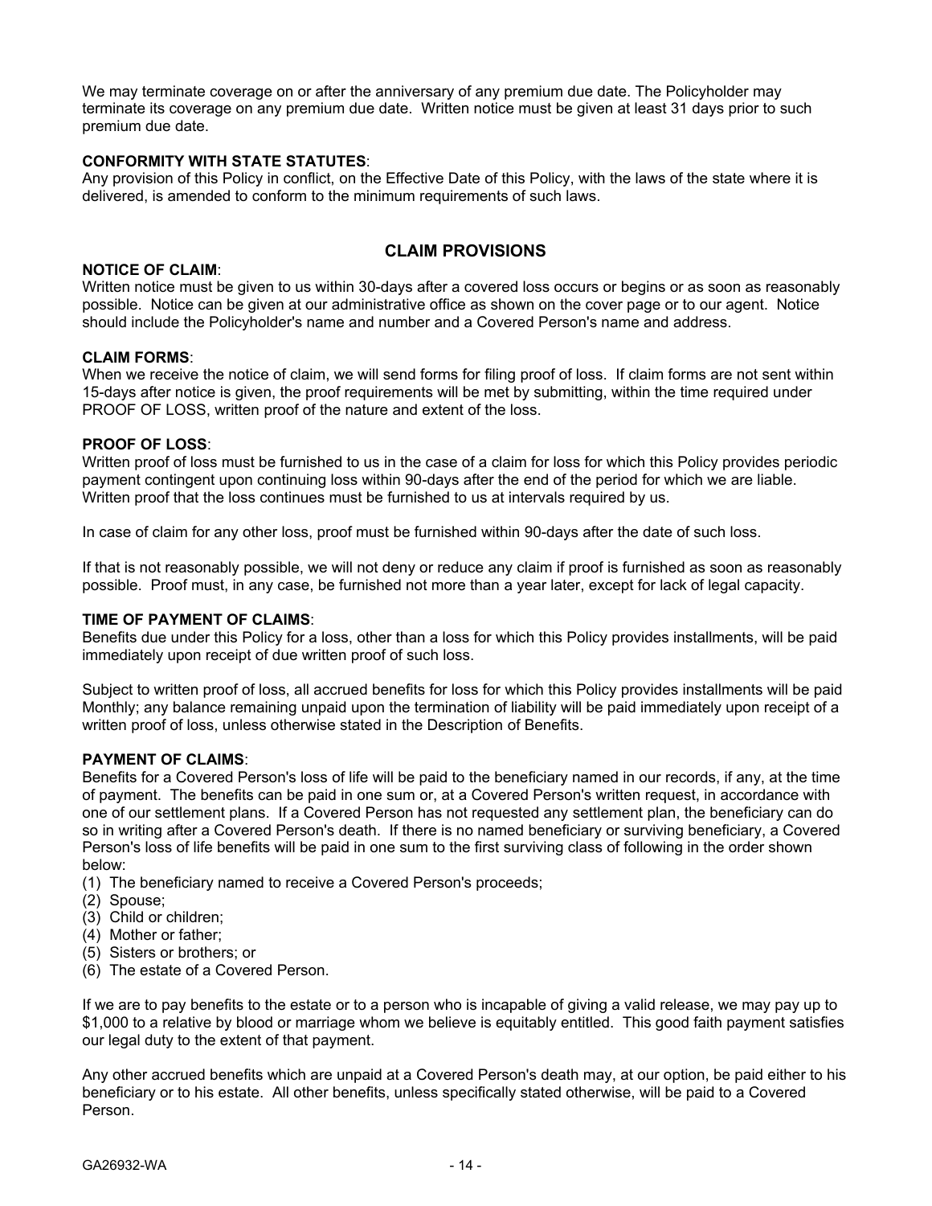We may terminate coverage on or after the anniversary of any premium due date. The Policyholder may terminate its coverage on any premium due date. Written notice must be given at least 31 days prior to such premium due date.

**CONFORMITY WITH STATE STATUTES**:
Any provision of this Policy in conflict, on the Effective Date of this Policy, with the laws of the state where it is delivered, is amended to conform to the minimum requirements of such laws.

## CLAIM PROVISIONS

**NOTICE OF CLAIM**:
Written notice must be given to us within 30-days after a covered loss occurs or begins or as soon as reasonably possible. Notice can be given at our administrative office as shown on the cover page or to our agent. Notice should include the Policyholder's name and number and a Covered Person's name and address.

**CLAIM FORMS**:
When we receive the notice of claim, we will send forms for filing proof of loss. If claim forms are not sent within 15-days after notice is given, the proof requirements will be met by submitting, within the time required under PROOF OF LOSS, written proof of the nature and extent of the loss.

**PROOF OF LOSS**:
Written proof of loss must be furnished to us in the case of a claim for loss for which this Policy provides periodic payment contingent upon continuing loss within 90-days after the end of the period for which we are liable. Written proof that the loss continues must be furnished to us at intervals required by us.

In case of claim for any other loss, proof must be furnished within 90-days after the date of such loss.

If that is not reasonably possible, we will not deny or reduce any claim if proof is furnished as soon as reasonably possible. Proof must, in any case, be furnished not more than a year later, except for lack of legal capacity.

**TIME OF PAYMENT OF CLAIMS**:
Benefits due under this Policy for a loss, other than a loss for which this Policy provides installments, will be paid immediately upon receipt of due written proof of such loss.

Subject to written proof of loss, all accrued benefits for loss for which this Policy provides installments will be paid Monthly; any balance remaining unpaid upon the termination of liability will be paid immediately upon receipt of a written proof of loss, unless otherwise stated in the Description of Benefits.

**PAYMENT OF CLAIMS**:
Benefits for a Covered Person's loss of life will be paid to the beneficiary named in our records, if any, at the time of payment. The benefits can be paid in one sum or, at a Covered Person's written request, in accordance with one of our settlement plans. If a Covered Person has not requested any settlement plan, the beneficiary can do so in writing after a Covered Person's death. If there is no named beneficiary or surviving beneficiary, a Covered Person's loss of life benefits will be paid in one sum to the first surviving class of following in the order shown below:

(1) The beneficiary named to receive a Covered Person's proceeds;
(2) Spouse;
(3) Child or children;
(4) Mother or father;
(5) Sisters or brothers; or
(6) The estate of a Covered Person.

If we are to pay benefits to the estate or to a person who is incapable of giving a valid release, we may pay up to $1,000 to a relative by blood or marriage whom we believe is equitably entitled. This good faith payment satisfies our legal duty to the extent of that payment.

Any other accrued benefits which are unpaid at a Covered Person's death may, at our option, be paid either to his beneficiary or to his estate. All other benefits, unless specifically stated otherwise, will be paid to a Covered Person.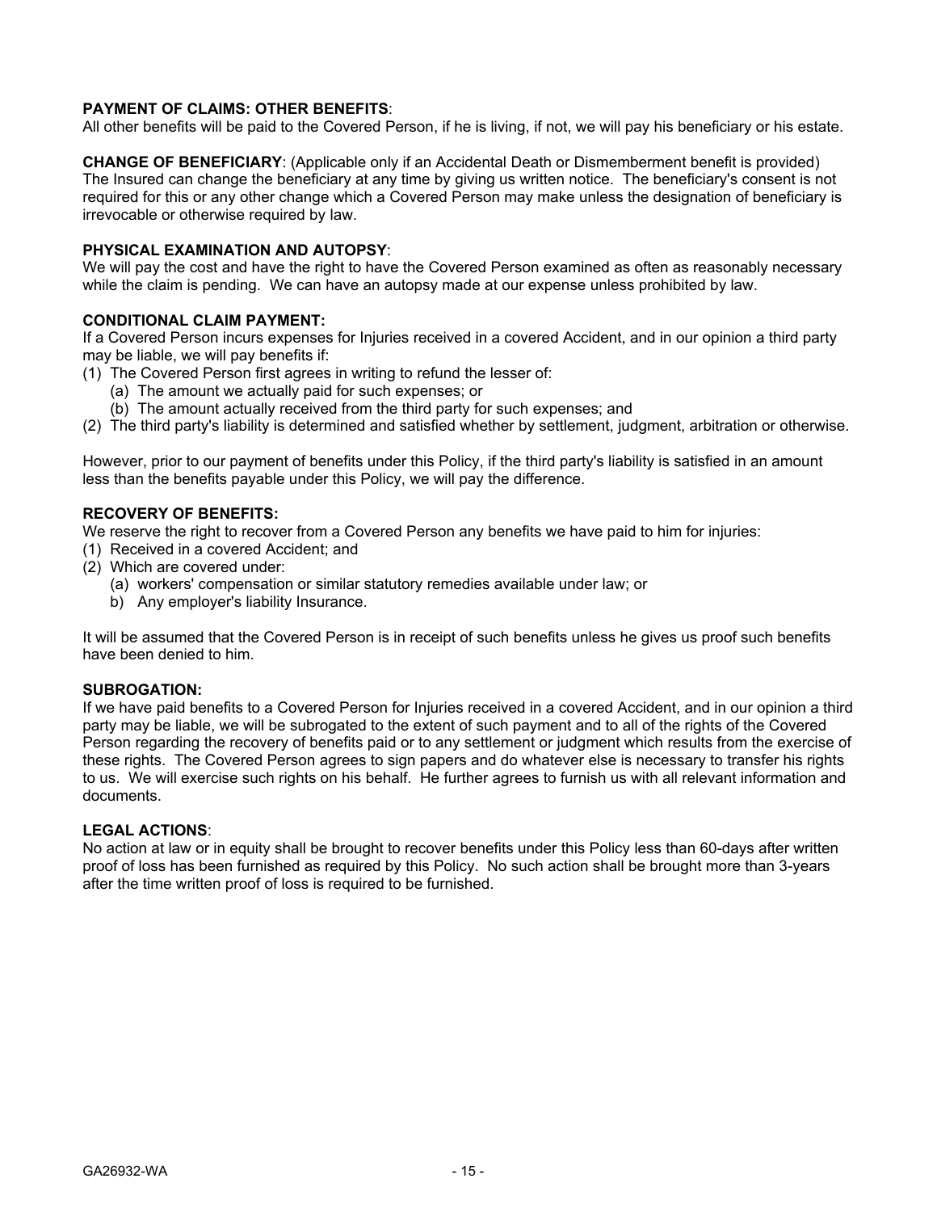**PAYMENT OF CLAIMS: OTHER BENEFITS**:
All other benefits will be paid to the Covered Person, if he is living, if not, we will pay his beneficiary or his estate.

**CHANGE OF BENEFICIARY**: (Applicable only if an Accidental Death or Dismemberment benefit is provided)
The Insured can change the beneficiary at any time by giving us written notice. The beneficiary's consent is not required for this or any other change which a Covered Person may make unless the designation of beneficiary is irrevocable or otherwise required by law.

**PHYSICAL EXAMINATION AND AUTOPSY**:
We will pay the cost and have the right to have the Covered Person examined as often as reasonably necessary while the claim is pending. We can have an autopsy made at our expense unless prohibited by law.

**CONDITIONAL CLAIM PAYMENT:**
If a Covered Person incurs expenses for Injuries received in a covered Accident, and in our opinion a third party may be liable, we will pay benefits if:
(1) The Covered Person first agrees in writing to refund the lesser of:
    (a) The amount we actually paid for such expenses; or
    (b) The amount actually received from the third party for such expenses; and
(2) The third party's liability is determined and satisfied whether by settlement, judgment, arbitration or otherwise.

However, prior to our payment of benefits under this Policy, if the third party's liability is satisfied in an amount less than the benefits payable under this Policy, we will pay the difference.

**RECOVERY OF BENEFITS:**
We reserve the right to recover from a Covered Person any benefits we have paid to him for injuries:
(1) Received in a covered Accident; and
(2) Which are covered under:
    (a) workers' compensation or similar statutory remedies available under law; or
    b) Any employer's liability Insurance.

It will be assumed that the Covered Person is in receipt of such benefits unless he gives us proof such benefits have been denied to him.

**SUBROGATION:**
If we have paid benefits to a Covered Person for Injuries received in a covered Accident, and in our opinion a third party may be liable, we will be subrogated to the extent of such payment and to all of the rights of the Covered Person regarding the recovery of benefits paid or to any settlement or judgment which results from the exercise of these rights. The Covered Person agrees to sign papers and do whatever else is necessary to transfer his rights to us. We will exercise such rights on his behalf. He further agrees to furnish us with all relevant information and documents.

**LEGAL ACTIONS**:
No action at law or in equity shall be brought to recover benefits under this Policy less than 60-days after written proof of loss has been furnished as required by this Policy. No such action shall be brought more than 3-years after the time written proof of loss is required to be furnished.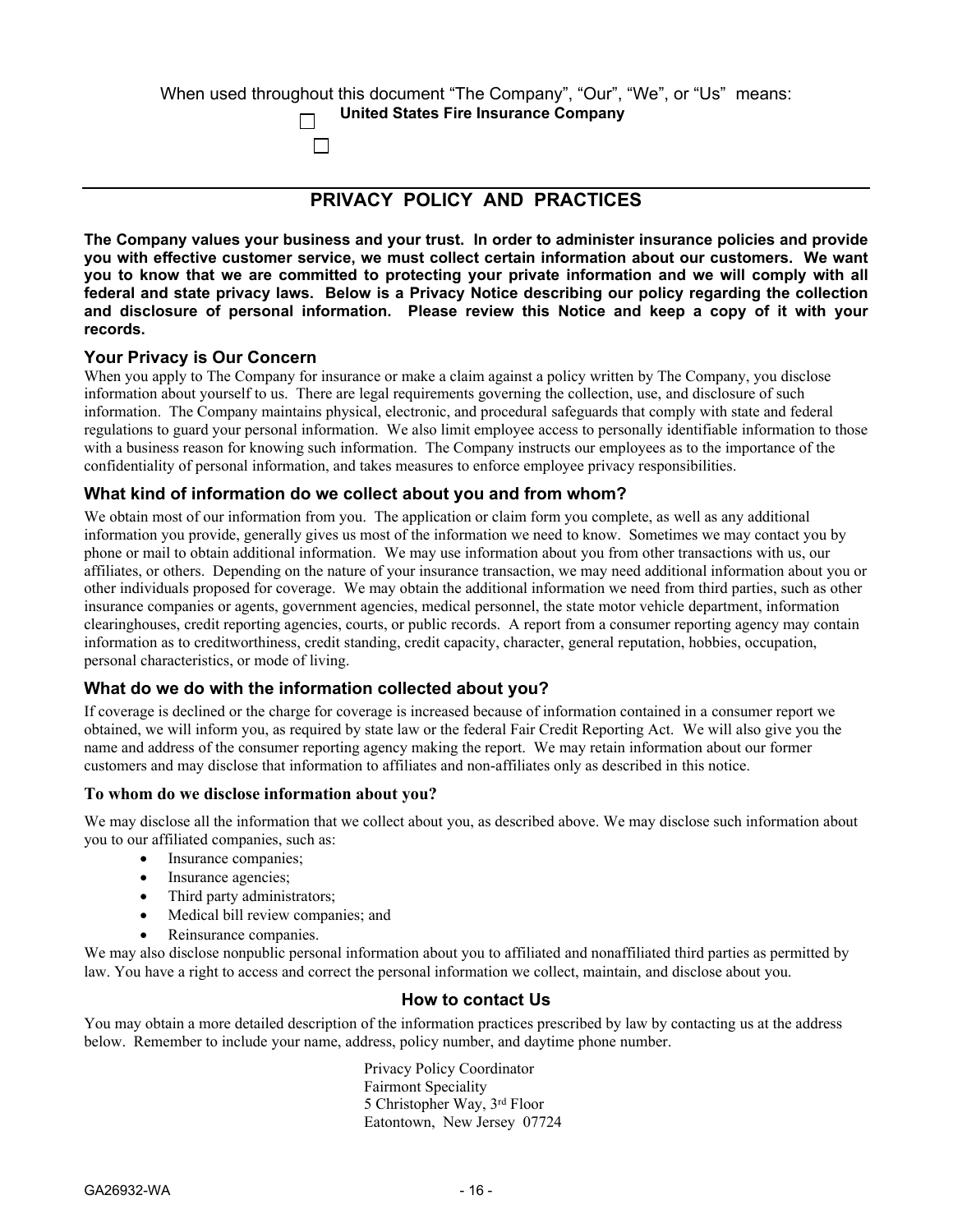When used throughout this document "The Company", "Our", "We", or "Us" means:

☐ **United States Fire Insurance Company**

☐

## PRIVACY POLICY AND PRACTICES

**The Company values your business and your trust. In order to administer insurance policies and provide you with effective customer service, we must collect certain information about our customers. We want you to know that we are committed to protecting your private information and we will comply with all federal and state privacy laws. Below is a Privacy Notice describing our policy regarding the collection and disclosure of personal information. Please review this Notice and keep a copy of it with your records.**

### Your Privacy is Our Concern

When you apply to The Company for insurance or make a claim against a policy written by The Company, you disclose information about yourself to us. There are legal requirements governing the collection, use, and disclosure of such information. The Company maintains physical, electronic, and procedural safeguards that comply with state and federal regulations to guard your personal information. We also limit employee access to personally identifiable information to those with a business reason for knowing such information. The Company instructs our employees as to the importance of the confidentiality of personal information, and takes measures to enforce employee privacy responsibilities.

### What kind of information do we collect about you and from whom?

We obtain most of our information from you. The application or claim form you complete, as well as any additional information you provide, generally gives us most of the information we need to know. Sometimes we may contact you by phone or mail to obtain additional information. We may use information about you from other transactions with us, our affiliates, or others. Depending on the nature of your insurance transaction, we may need additional information about you or other individuals proposed for coverage. We may obtain the additional information we need from third parties, such as other insurance companies or agents, government agencies, medical personnel, the state motor vehicle department, information clearinghouses, credit reporting agencies, courts, or public records. A report from a consumer reporting agency may contain information as to creditworthiness, credit standing, credit capacity, character, general reputation, hobbies, occupation, personal characteristics, or mode of living.

### What do we do with the information collected about you?

If coverage is declined or the charge for coverage is increased because of information contained in a consumer report we obtained, we will inform you, as required by state law or the federal Fair Credit Reporting Act. We will also give you the name and address of the consumer reporting agency making the report. We may retain information about our former customers and may disclose that information to affiliates and non-affiliates only as described in this notice.

### To whom do we disclose information about you?

We may disclose all the information that we collect about you, as described above. We may disclose such information about you to our affiliated companies, such as:

- Insurance companies;
- Insurance agencies;
- Third party administrators;
- Medical bill review companies; and
- Reinsurance companies.

We may also disclose nonpublic personal information about you to affiliated and nonaffiliated third parties as permitted by law. You have a right to access and correct the personal information we collect, maintain, and disclose about you.

### How to contact Us

You may obtain a more detailed description of the information practices prescribed by law by contacting us at the address below. Remember to include your name, address, policy number, and daytime phone number.

Privacy Policy Coordinator
Fairmont Speciality
5 Christopher Way, 3rd Floor
Eatontown, New Jersey 07724

GA26932-WA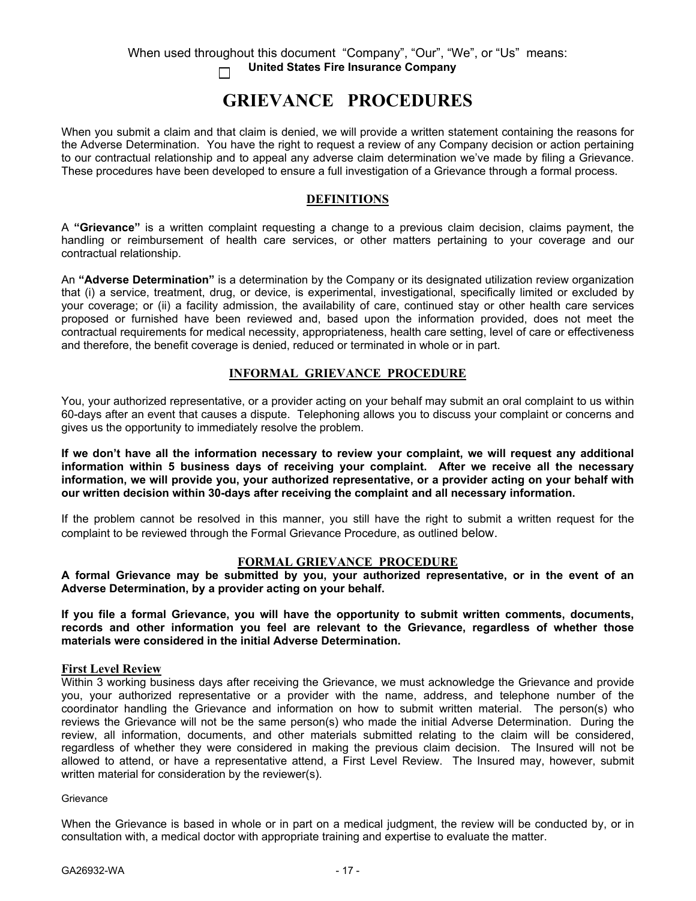When used throughout this document "Company", "Our", "We", or "Us" means:

☐ **United States Fire Insurance Company**

# GRIEVANCE PROCEDURES

When you submit a claim and that claim is denied, we will provide a written statement containing the reasons for the Adverse Determination. You have the right to request a review of any Company decision or action pertaining to our contractual relationship and to appeal any adverse claim determination we've made by filing a Grievance. These procedures have been developed to ensure a full investigation of a Grievance through a formal process.

## DEFINITIONS

A **"Grievance"** is a written complaint requesting a change to a previous claim decision, claims payment, the handling or reimbursement of health care services, or other matters pertaining to your coverage and our contractual relationship.

An **"Adverse Determination"** is a determination by the Company or its designated utilization review organization that (i) a service, treatment, drug, or device, is experimental, investigational, specifically limited or excluded by your coverage; or (ii) a facility admission, the availability of care, continued stay or other health care services proposed or furnished have been reviewed and, based upon the information provided, does not meet the contractual requirements for medical necessity, appropriateness, health care setting, level of care or effectiveness and therefore, the benefit coverage is denied, reduced or terminated in whole or in part.

## INFORMAL GRIEVANCE PROCEDURE

You, your authorized representative, or a provider acting on your behalf may submit an oral complaint to us within 60-days after an event that causes a dispute. Telephoning allows you to discuss your complaint or concerns and gives us the opportunity to immediately resolve the problem.

**If we don't have all the information necessary to review your complaint, we will request any additional information within 5 business days of receiving your complaint. After we receive all the necessary information, we will provide you, your authorized representative, or a provider acting on your behalf with our written decision within 30-days after receiving the complaint and all necessary information.**

If the problem cannot be resolved in this manner, you still have the right to submit a written request for the complaint to be reviewed through the Formal Grievance Procedure, as outlined below.

## FORMAL GRIEVANCE PROCEDURE

**A formal Grievance may be submitted by you, your authorized representative, or in the event of an Adverse Determination, by a provider acting on your behalf.**

**If you file a formal Grievance, you will have the opportunity to submit written comments, documents, records and other information you feel are relevant to the Grievance, regardless of whether those materials were considered in the initial Adverse Determination.**

### First Level Review

Within 3 working business days after receiving the Grievance, we must acknowledge the Grievance and provide you, your authorized representative or a provider with the name, address, and telephone number of the coordinator handling the Grievance and information on how to submit written material. The person(s) who reviews the Grievance will not be the same person(s) who made the initial Adverse Determination. During the review, all information, documents, and other materials submitted relating to the claim will be considered, regardless of whether they were considered in making the previous claim decision. The Insured will not be allowed to attend, or have a representative attend, a First Level Review. The Insured may, however, submit written material for consideration by the reviewer(s).

Grievance

When the Grievance is based in whole or in part on a medical judgment, the review will be conducted by, or in consultation with, a medical doctor with appropriate training and expertise to evaluate the matter.

GA26932-WA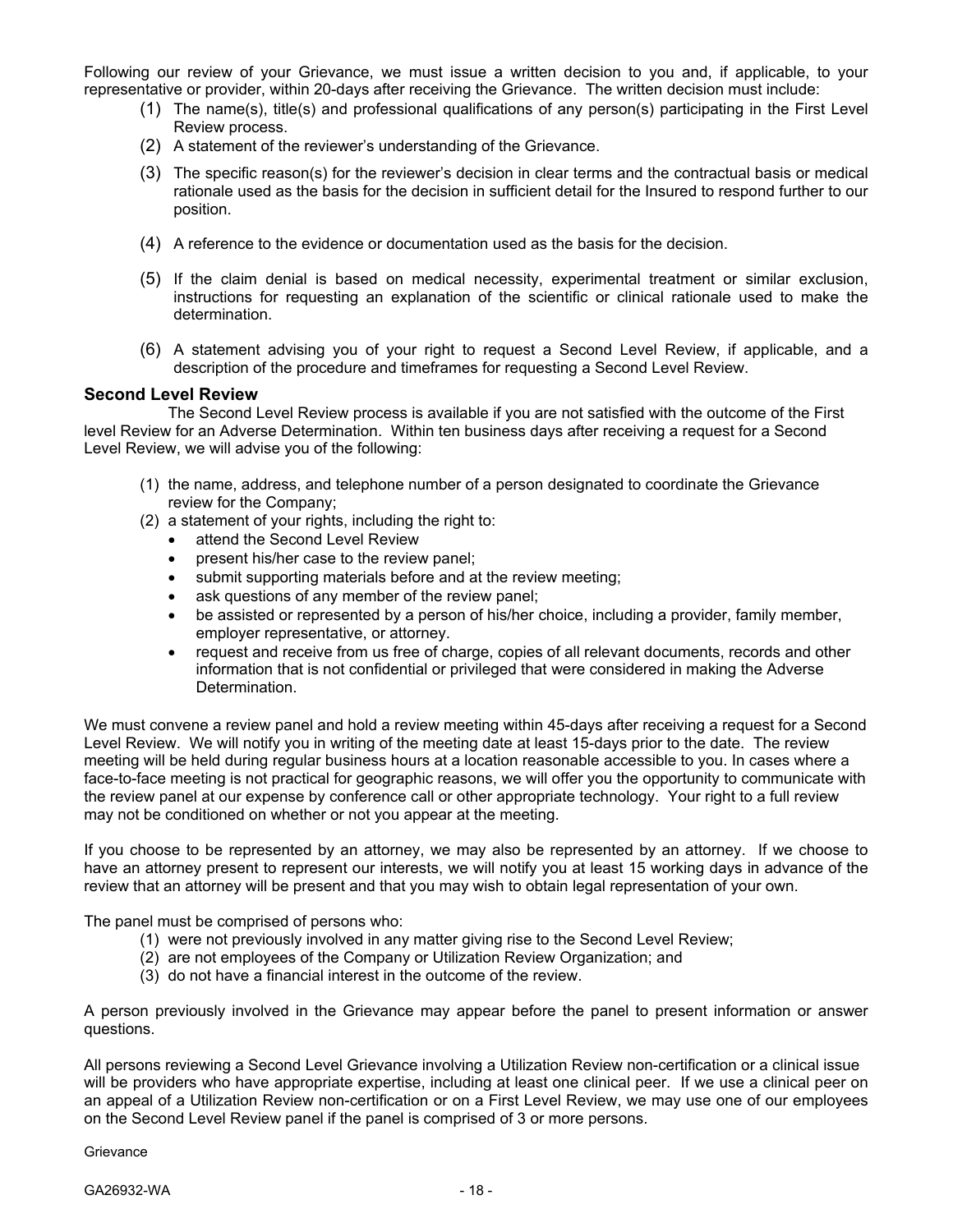Following our review of your Grievance, we must issue a written decision to you and, if applicable, to your representative or provider, within 20-days after receiving the Grievance. The written decision must include:

(1) The name(s), title(s) and professional qualifications of any person(s) participating in the First Level Review process.
(2) A statement of the reviewer's understanding of the Grievance.
(3) The specific reason(s) for the reviewer's decision in clear terms and the contractual basis or medical rationale used as the basis for the decision in sufficient detail for the Insured to respond further to our position.
(4) A reference to the evidence or documentation used as the basis for the decision.
(5) If the claim denial is based on medical necessity, experimental treatment or similar exclusion, instructions for requesting an explanation of the scientific or clinical rationale used to make the determination.
(6) A statement advising you of your right to request a Second Level Review, if applicable, and a description of the procedure and timeframes for requesting a Second Level Review.

### Second Level Review

The Second Level Review process is available if you are not satisfied with the outcome of the First level Review for an Adverse Determination. Within ten business days after receiving a request for a Second Level Review, we will advise you of the following:

(1) the name, address, and telephone number of a person designated to coordinate the Grievance review for the Company;
(2) a statement of your rights, including the right to:
   - attend the Second Level Review
   - present his/her case to the review panel;
   - submit supporting materials before and at the review meeting;
   - ask questions of any member of the review panel;
   - be assisted or represented by a person of his/her choice, including a provider, family member, employer representative, or attorney.
   - request and receive from us free of charge, copies of all relevant documents, records and other information that is not confidential or privileged that were considered in making the Adverse Determination.

We must convene a review panel and hold a review meeting within 45-days after receiving a request for a Second Level Review. We will notify you in writing of the meeting date at least 15-days prior to the date. The review meeting will be held during regular business hours at a location reasonable accessible to you. In cases where a face-to-face meeting is not practical for geographic reasons, we will offer you the opportunity to communicate with the review panel at our expense by conference call or other appropriate technology. Your right to a full review may not be conditioned on whether or not you appear at the meeting.

If you choose to be represented by an attorney, we may also be represented by an attorney. If we choose to have an attorney present to represent our interests, we will notify you at least 15 working days in advance of the review that an attorney will be present and that you may wish to obtain legal representation of your own.

The panel must be comprised of persons who:

(1) were not previously involved in any matter giving rise to the Second Level Review;
(2) are not employees of the Company or Utilization Review Organization; and
(3) do not have a financial interest in the outcome of the review.

A person previously involved in the Grievance may appear before the panel to present information or answer questions.

All persons reviewing a Second Level Grievance involving a Utilization Review non-certification or a clinical issue will be providers who have appropriate expertise, including at least one clinical peer. If we use a clinical peer on an appeal of a Utilization Review non-certification or on a First Level Review, we may use one of our employees on the Second Level Review panel if the panel is comprised of 3 or more persons.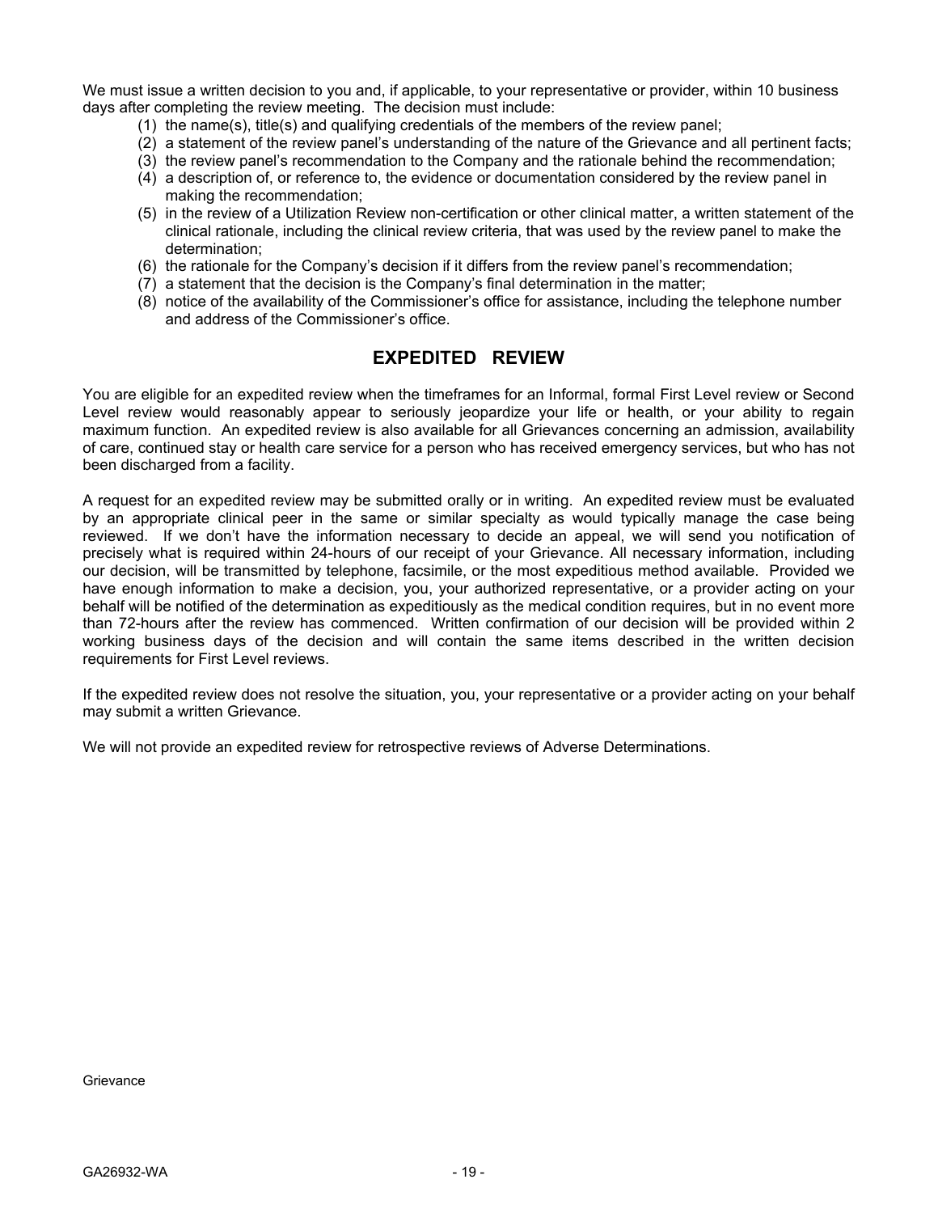We must issue a written decision to you and, if applicable, to your representative or provider, within 10 business days after completing the review meeting. The decision must include:

(1) the name(s), title(s) and qualifying credentials of the members of the review panel;
(2) a statement of the review panel's understanding of the nature of the Grievance and all pertinent facts;
(3) the review panel's recommendation to the Company and the rationale behind the recommendation;
(4) a description of, or reference to, the evidence or documentation considered by the review panel in making the recommendation;
(5) in the review of a Utilization Review non-certification or other clinical matter, a written statement of the clinical rationale, including the clinical review criteria, that was used by the review panel to make the determination;
(6) the rationale for the Company's decision if it differs from the review panel's recommendation;
(7) a statement that the decision is the Company's final determination in the matter;
(8) notice of the availability of the Commissioner's office for assistance, including the telephone number and address of the Commissioner's office.

## EXPEDITED REVIEW

You are eligible for an expedited review when the timeframes for an Informal, formal First Level review or Second Level review would reasonably appear to seriously jeopardize your life or health, or your ability to regain maximum function. An expedited review is also available for all Grievances concerning an admission, availability of care, continued stay or health care service for a person who has received emergency services, but who has not been discharged from a facility.

A request for an expedited review may be submitted orally or in writing. An expedited review must be evaluated by an appropriate clinical peer in the same or similar specialty as would typically manage the case being reviewed. If we don't have the information necessary to decide an appeal, we will send you notification of precisely what is required within 24-hours of our receipt of your Grievance. All necessary information, including our decision, will be transmitted by telephone, facsimile, or the most expeditious method available. Provided we have enough information to make a decision, you, your authorized representative, or a provider acting on your behalf will be notified of the determination as expeditiously as the medical condition requires, but in no event more than 72-hours after the review has commenced. Written confirmation of our decision will be provided within 2 working business days of the decision and will contain the same items described in the written decision requirements for First Level reviews.

If the expedited review does not resolve the situation, you, your representative or a provider acting on your behalf may submit a written Grievance.

We will not provide an expedited review for retrospective reviews of Adverse Determinations.